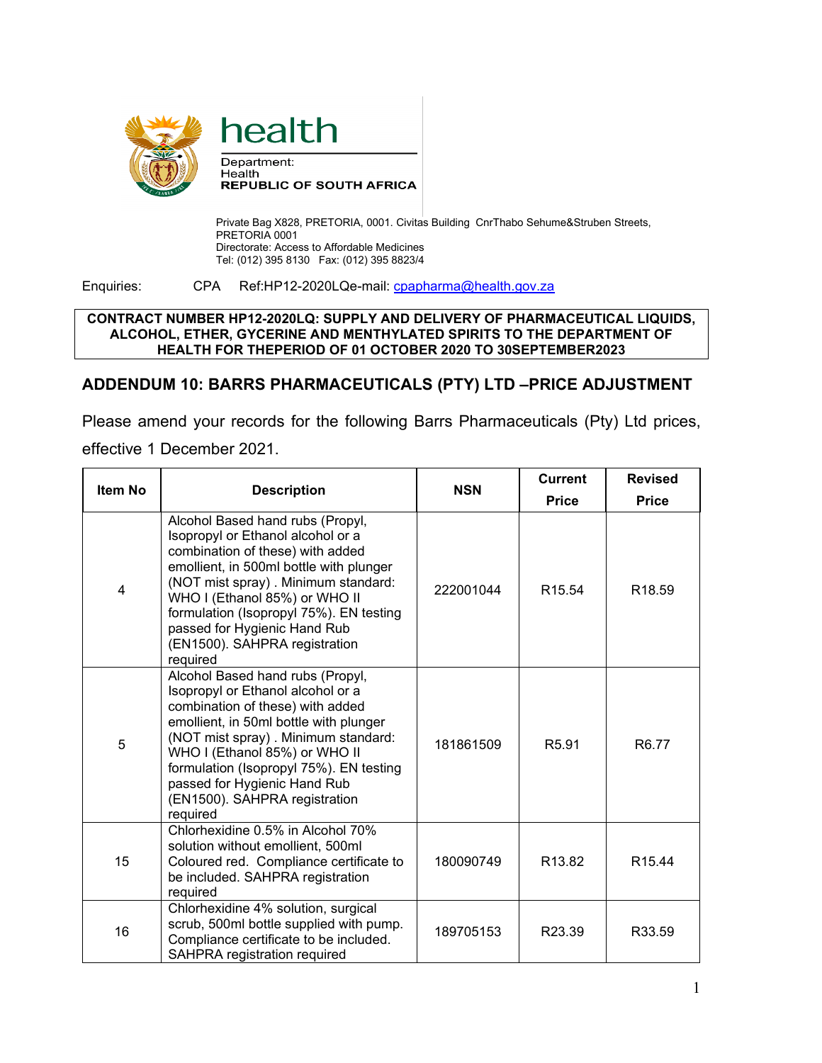health

Department:
Health
**REPUBLIC OF SOUTH AFRICA**

Private Bag X828, PRETORIA, 0001. Civitas Building CnrThabo Sehume&Struben Streets, PRETORIA 0001
Directorate: Access to Affordable Medicines
Tel: (012) 395 8130 Fax: (012) 395 8823/4

Enquiries: CPA Ref:HP12-2020LQe-mail: cpapharma@health.gov.za

**CONTRACT NUMBER HP12-2020LQ: SUPPLY AND DELIVERY OF PHARMACEUTICAL LIQUIDS, ALCOHOL, ETHER, GYCERINE AND MENTHYLATED SPIRITS TO THE DEPARTMENT OF HEALTH FOR THEPERIOD OF 01 OCTOBER 2020 TO 30SEPTEMBER2023**

## ADDENDUM 10: BARRS PHARMACEUTICALS (PTY) LTD –PRICE ADJUSTMENT

Please amend your records for the following Barrs Pharmaceuticals (Pty) Ltd prices, effective 1 December 2021.

| Item No | Description | NSN | Current Price | Revised Price |
|---|---|---|---|---|
| 4 | Alcohol Based hand rubs (Propyl, Isopropyl or Ethanol alcohol or a combination of these) with added emollient, in 500ml bottle with plunger (NOT mist spray) . Minimum standard: WHO I (Ethanol 85%) or WHO II formulation (Isopropyl 75%). EN testing passed for Hygienic Hand Rub (EN1500). SAHPRA registration required | 222001044 | R15.54 | R18.59 |
| 5 | Alcohol Based hand rubs (Propyl, Isopropyl or Ethanol alcohol or a combination of these) with added emollient, in 50ml bottle with plunger (NOT mist spray) . Minimum standard: WHO I (Ethanol 85%) or WHO II formulation (Isopropyl 75%). EN testing passed for Hygienic Hand Rub (EN1500). SAHPRA registration required | 181861509 | R5.91 | R6.77 |
| 15 | Chlorhexidine 0.5% in Alcohol 70% solution without emollient, 500ml Coloured red. Compliance certificate to be included. SAHPRA registration required | 180090749 | R13.82 | R15.44 |
| 16 | Chlorhexidine 4% solution, surgical scrub, 500ml bottle supplied with pump. Compliance certificate to be included. SAHPRA registration required | 189705153 | R23.39 | R33.59 |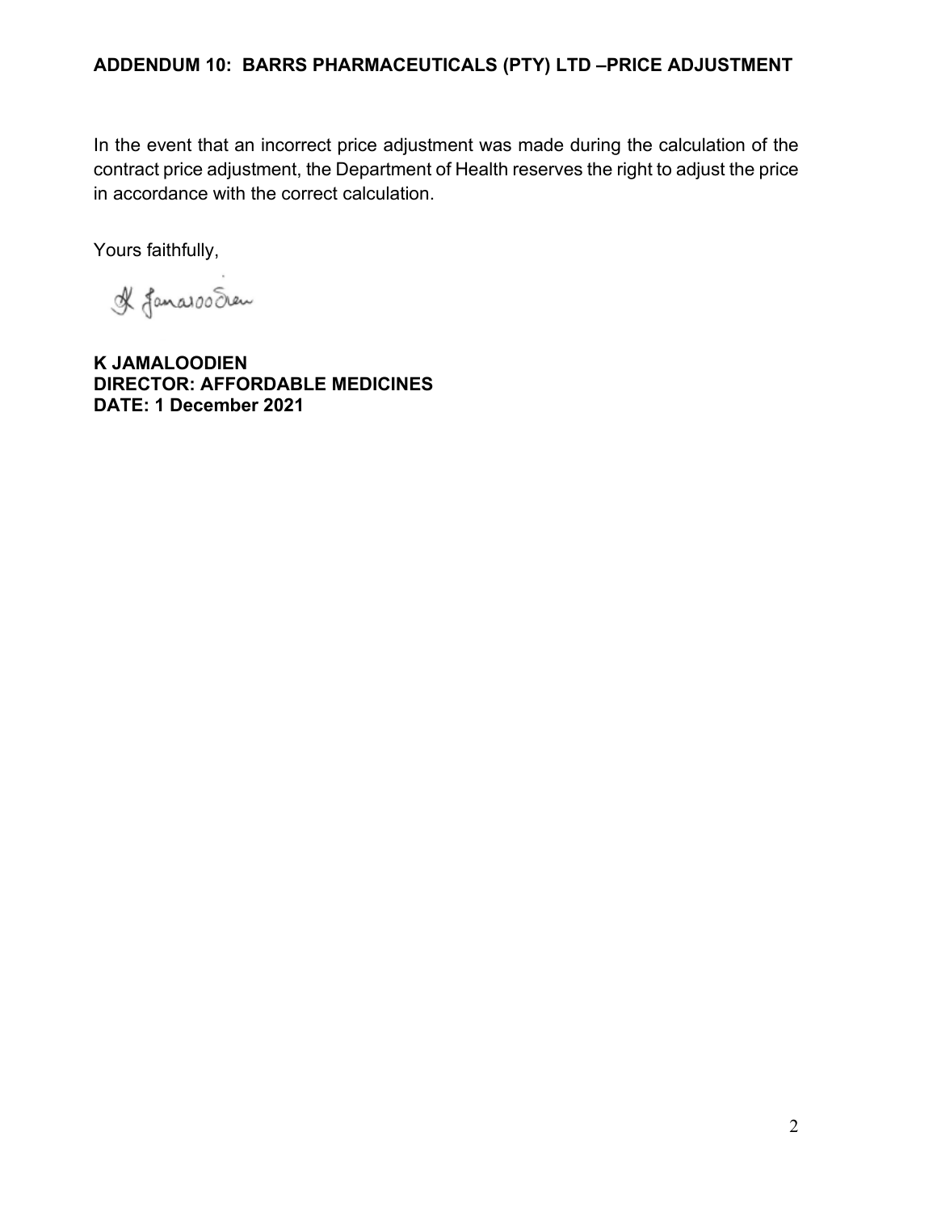**ADDENDUM 10: BARRS PHARMACEUTICALS (PTY) LTD –PRICE ADJUSTMENT**

In the event that an incorrect price adjustment was made during the calculation of the contract price adjustment, the Department of Health reserves the right to adjust the price in accordance with the correct calculation.

Yours faithfully,

**K JAMALOODIEN**
**DIRECTOR: AFFORDABLE MEDICINES**
**DATE: 1 December 2021**